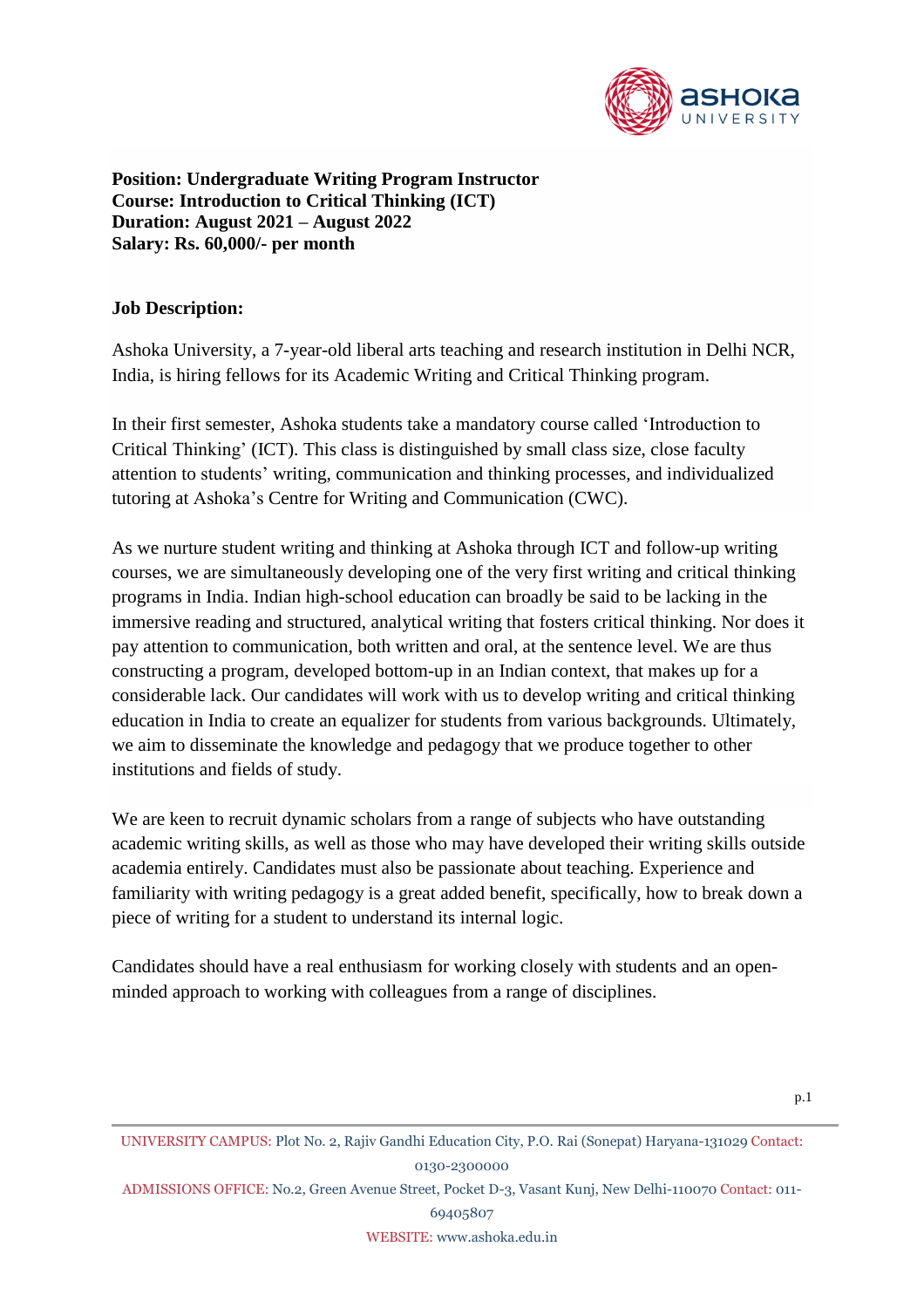**Position: Undergraduate Writing Program Instructor**
**Course: Introduction to Critical Thinking (ICT)**
**Duration: August 2021 – August 2022**
**Salary: Rs. 60,000/- per month**

**Job Description:**

Ashoka University, a 7-year-old liberal arts teaching and research institution in Delhi NCR, India, is hiring fellows for its Academic Writing and Critical Thinking program.

In their first semester, Ashoka students take a mandatory course called 'Introduction to Critical Thinking' (ICT). This class is distinguished by small class size, close faculty attention to students' writing, communication and thinking processes, and individualized tutoring at Ashoka's Centre for Writing and Communication (CWC).

As we nurture student writing and thinking at Ashoka through ICT and follow-up writing courses, we are simultaneously developing one of the very first writing and critical thinking programs in India. Indian high-school education can broadly be said to be lacking in the immersive reading and structured, analytical writing that fosters critical thinking. Nor does it pay attention to communication, both written and oral, at the sentence level. We are thus constructing a program, developed bottom-up in an Indian context, that makes up for a considerable lack. Our candidates will work with us to develop writing and critical thinking education in India to create an equalizer for students from various backgrounds. Ultimately, we aim to disseminate the knowledge and pedagogy that we produce together to other institutions and fields of study.

We are keen to recruit dynamic scholars from a range of subjects who have outstanding academic writing skills, as well as those who may have developed their writing skills outside academia entirely. Candidates must also be passionate about teaching. Experience and familiarity with writing pedagogy is a great added benefit, specifically, how to break down a piece of writing for a student to understand its internal logic.

Candidates should have a real enthusiasm for working closely with students and an open-minded approach to working with colleagues from a range of disciplines.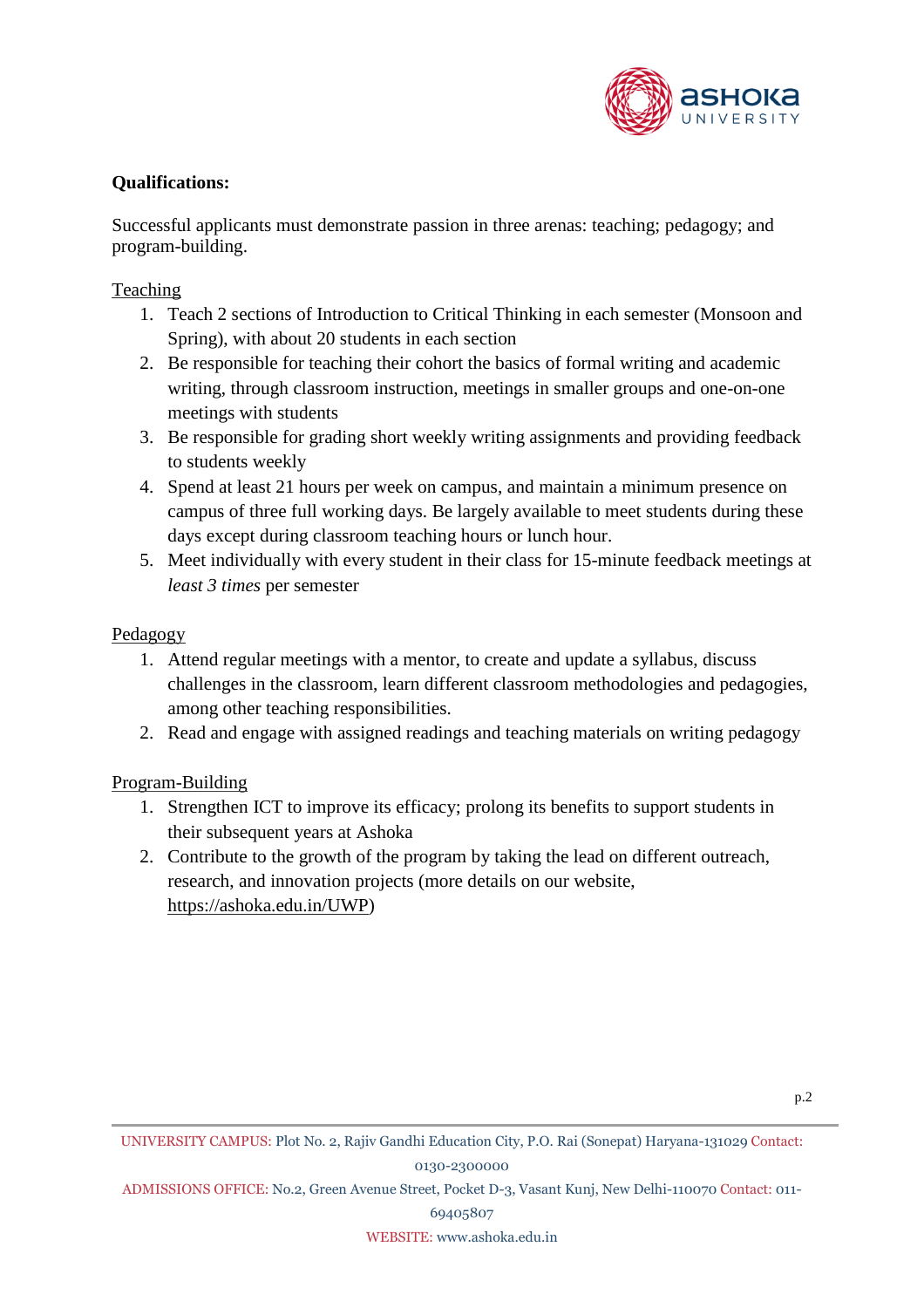**Qualifications:**

Successful applicants must demonstrate passion in three arenas: teaching; pedagogy; and program-building.

Teaching

1. Teach 2 sections of Introduction to Critical Thinking in each semester (Monsoon and Spring), with about 20 students in each section
2. Be responsible for teaching their cohort the basics of formal writing and academic writing, through classroom instruction, meetings in smaller groups and one-on-one meetings with students
3. Be responsible for grading short weekly writing assignments and providing feedback to students weekly
4. Spend at least 21 hours per week on campus, and maintain a minimum presence on campus of three full working days. Be largely available to meet students during these days except during classroom teaching hours or lunch hour.
5. Meet individually with every student in their class for 15-minute feedback meetings at *least 3 times* per semester

Pedagogy

1. Attend regular meetings with a mentor, to create and update a syllabus, discuss challenges in the classroom, learn different classroom methodologies and pedagogies, among other teaching responsibilities.
2. Read and engage with assigned readings and teaching materials on writing pedagogy

Program-Building

1. Strengthen ICT to improve its efficacy; prolong its benefits to support students in their subsequent years at Ashoka
2. Contribute to the growth of the program by taking the lead on different outreach, research, and innovation projects (more details on our website, https://ashoka.edu.in/UWP)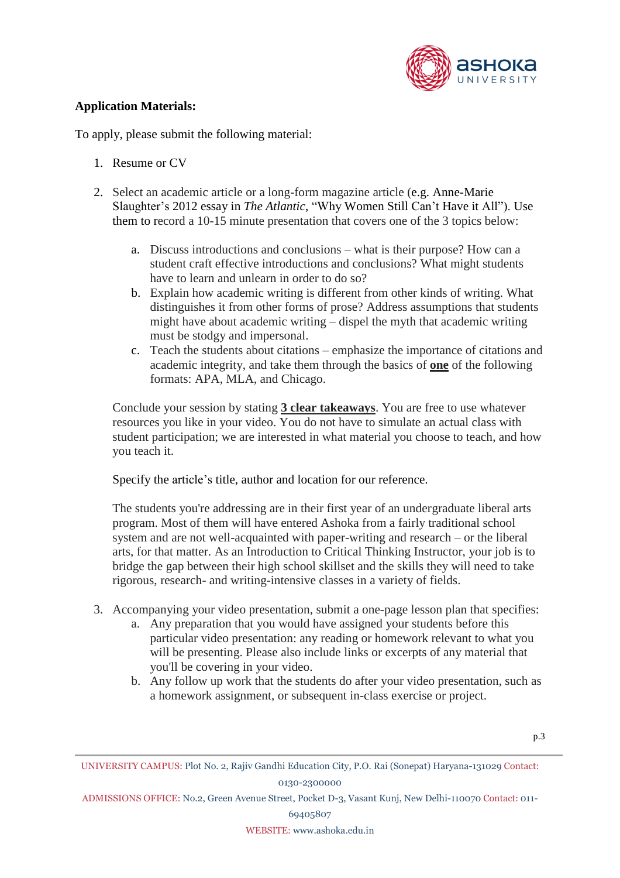**Application Materials:**

To apply, please submit the following material:

1. Resume or CV

2. Select an academic article or a long-form magazine article (e.g. Anne-Marie Slaughter's 2012 essay in *The Atlantic*, "Why Women Still Can't Have it All"). Use them to record a 10-15 minute presentation that covers one of the 3 topics below:

    a. Discuss introductions and conclusions – what is their purpose? How can a student craft effective introductions and conclusions? What might students have to learn and unlearn in order to do so?
    b. Explain how academic writing is different from other kinds of writing. What distinguishes it from other forms of prose? Address assumptions that students might have about academic writing – dispel the myth that academic writing must be stodgy and impersonal.
    c. Teach the students about citations – emphasize the importance of citations and academic integrity, and take them through the basics of <u>**one**</u> of the following formats: APA, MLA, and Chicago.

    Conclude your session by stating <u>**3 clear takeaways**</u>. You are free to use whatever resources you like in your video. You do not have to simulate an actual class with student participation; we are interested in what material you choose to teach, and how you teach it.

    Specify the article's title, author and location for our reference.

    The students you're addressing are in their first year of an undergraduate liberal arts program. Most of them will have entered Ashoka from a fairly traditional school system and are not well-acquainted with paper-writing and research – or the liberal arts, for that matter. As an Introduction to Critical Thinking Instructor, your job is to bridge the gap between their high school skillset and the skills they will need to take rigorous, research- and writing-intensive classes in a variety of fields.

3. Accompanying your video presentation, submit a one-page lesson plan that specifies:
    a. Any preparation that you would have assigned your students before this particular video presentation: any reading or homework relevant to what you will be presenting. Please also include links or excerpts of any material that you'll be covering in your video.
    b. Any follow up work that the students do after your video presentation, such as a homework assignment, or subsequent in-class exercise or project.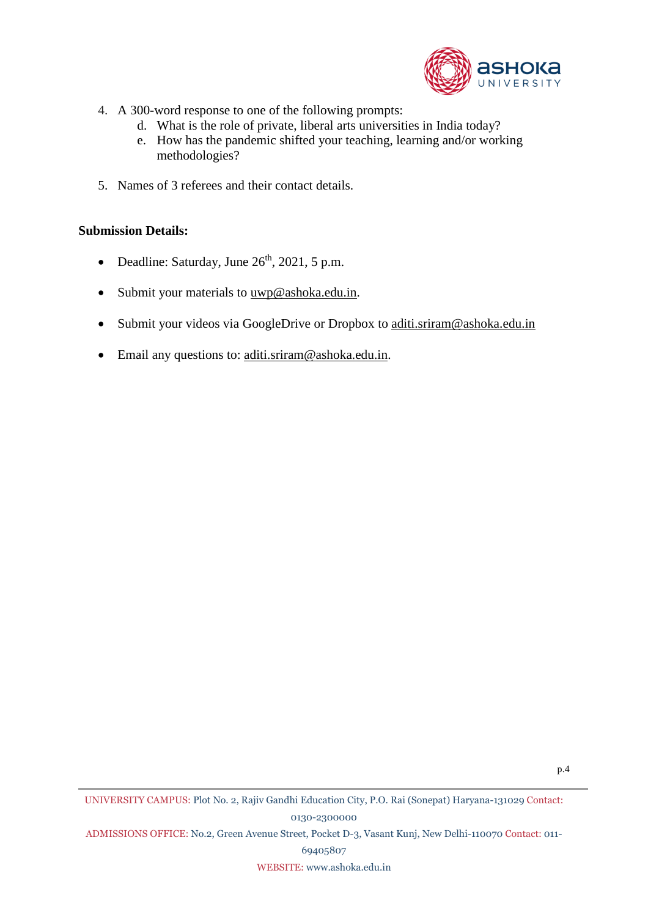4. A 300-word response to one of the following prompts:
    d. What is the role of private, liberal arts universities in India today?
    e. How has the pandemic shifted your teaching, learning and/or working methodologies?

5. Names of 3 referees and their contact details.

**Submission Details:**

- Deadline: Saturday, June 26th, 2021, 5 p.m.
- Submit your materials to uwp@ashoka.edu.in.
- Submit your videos via GoogleDrive or Dropbox to aditi.sriram@ashoka.edu.in
- Email any questions to: aditi.sriram@ashoka.edu.in.